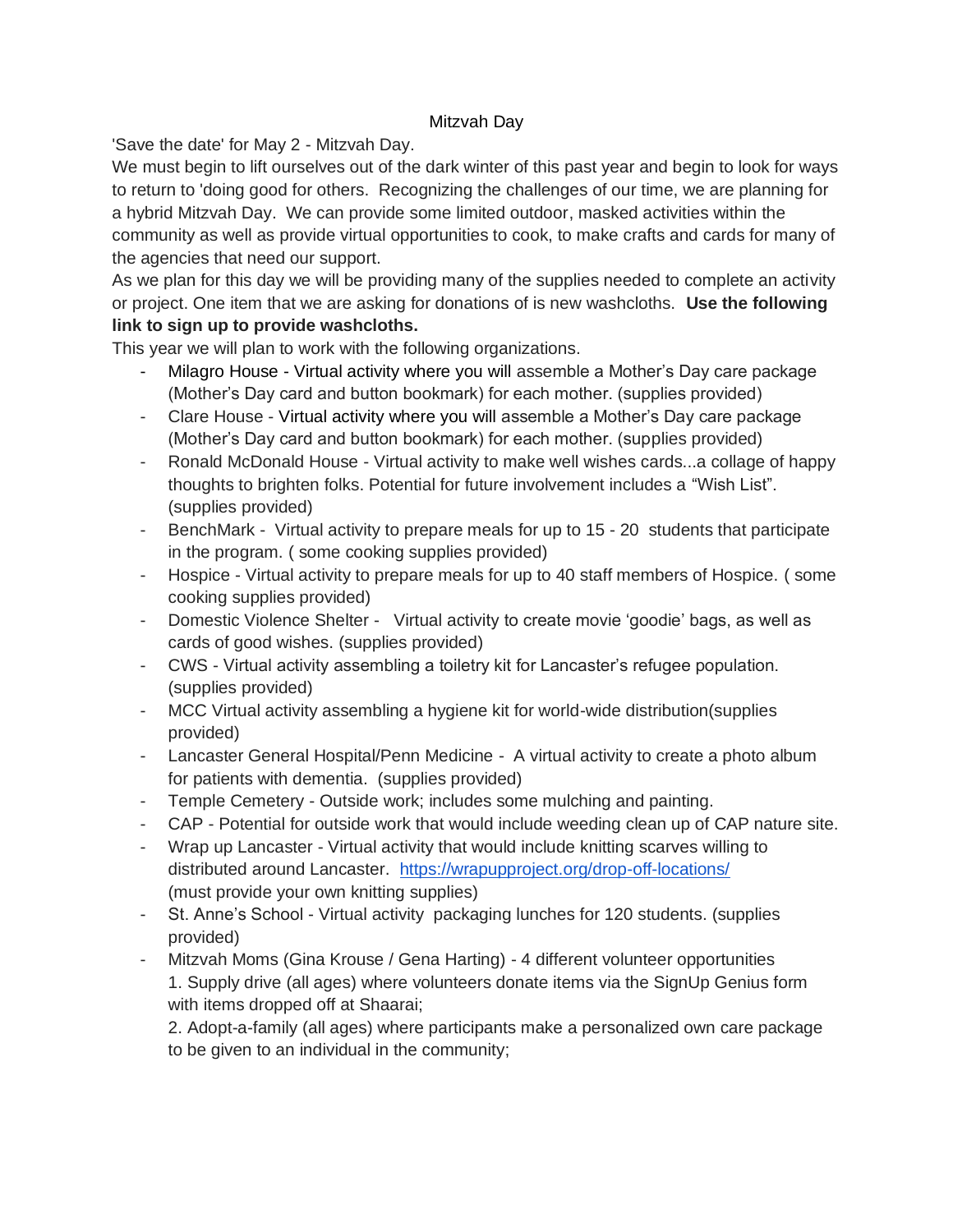# Mitzvah Day

'Save the date' for May 2 - Mitzvah Day.

We must begin to lift ourselves out of the dark winter of this past year and begin to look for ways to return to 'doing good for others. Recognizing the challenges of our time, we are planning for a hybrid Mitzvah Day. We can provide some limited outdoor, masked activities within the community as well as provide virtual opportunities to cook, to make crafts and cards for many of the agencies that need our support.

As we plan for this day we will be providing many of the supplies needed to complete an activity or project. One item that we are asking for donations of is new washcloths. **Use the following link to sign up to provide washcloths.**

This year we will plan to work with the following organizations.

- Milagro House - Virtual activity where you will assemble a Mother's Day care package (Mother's Day card and button bookmark) for each mother. (supplies provided)
- Clare House - Virtual activity where you will assemble a Mother's Day care package (Mother's Day card and button bookmark) for each mother. (supplies provided)
- Ronald McDonald House - Virtual activity to make well wishes cards...a collage of happy thoughts to brighten folks. Potential for future involvement includes a "Wish List". (supplies provided)
- BenchMark - Virtual activity to prepare meals for up to 15 - 20 students that participate in the program. ( some cooking supplies provided)
- Hospice - Virtual activity to prepare meals for up to 40 staff members of Hospice. ( some cooking supplies provided)
- Domestic Violence Shelter - Virtual activity to create movie 'goodie' bags, as well as cards of good wishes. (supplies provided)
- CWS - Virtual activity assembling a toiletry kit for Lancaster's refugee population. (supplies provided)
- MCC Virtual activity assembling a hygiene kit for world-wide distribution(supplies provided)
- Lancaster General Hospital/Penn Medicine - A virtual activity to create a photo album for patients with dementia. (supplies provided)
- Temple Cemetery - Outside work; includes some mulching and painting.
- CAP - Potential for outside work that would include weeding clean up of CAP nature site.
- Wrap up Lancaster - Virtual activity that would include knitting scarves willing to distributed around Lancaster. https://wrapupproject.org/drop-off-locations/ (must provide your own knitting supplies)
- St. Anne's School - Virtual activity packaging lunches for 120 students. (supplies provided)
- Mitzvah Moms (Gina Krouse / Gena Harting) - 4 different volunteer opportunities
  1. Supply drive (all ages) where volunteers donate items via the SignUp Genius form with items dropped off at Shaarai;
  2. Adopt-a-family (all ages) where participants make a personalized own care package to be given to an individual in the community;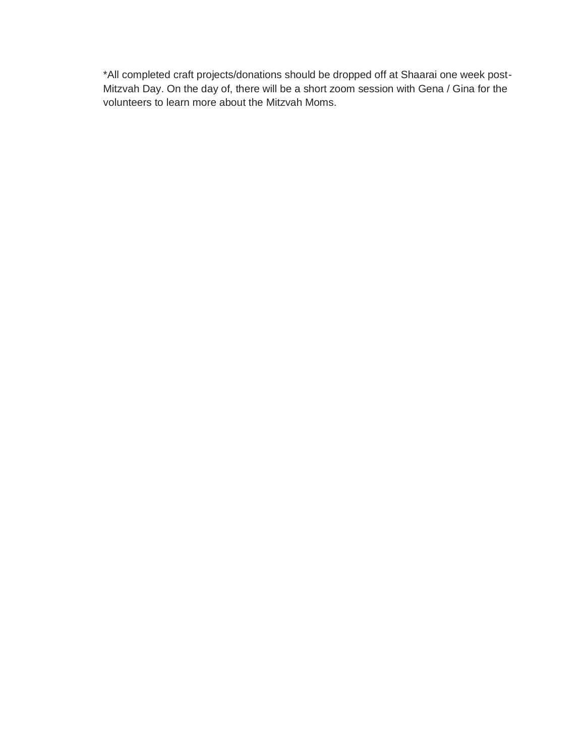*All completed craft projects/donations should be dropped off at Shaarai one week post-Mitzvah Day. On the day of, there will be a short zoom session with Gena / Gina for the volunteers to learn more about the Mitzvah Moms.